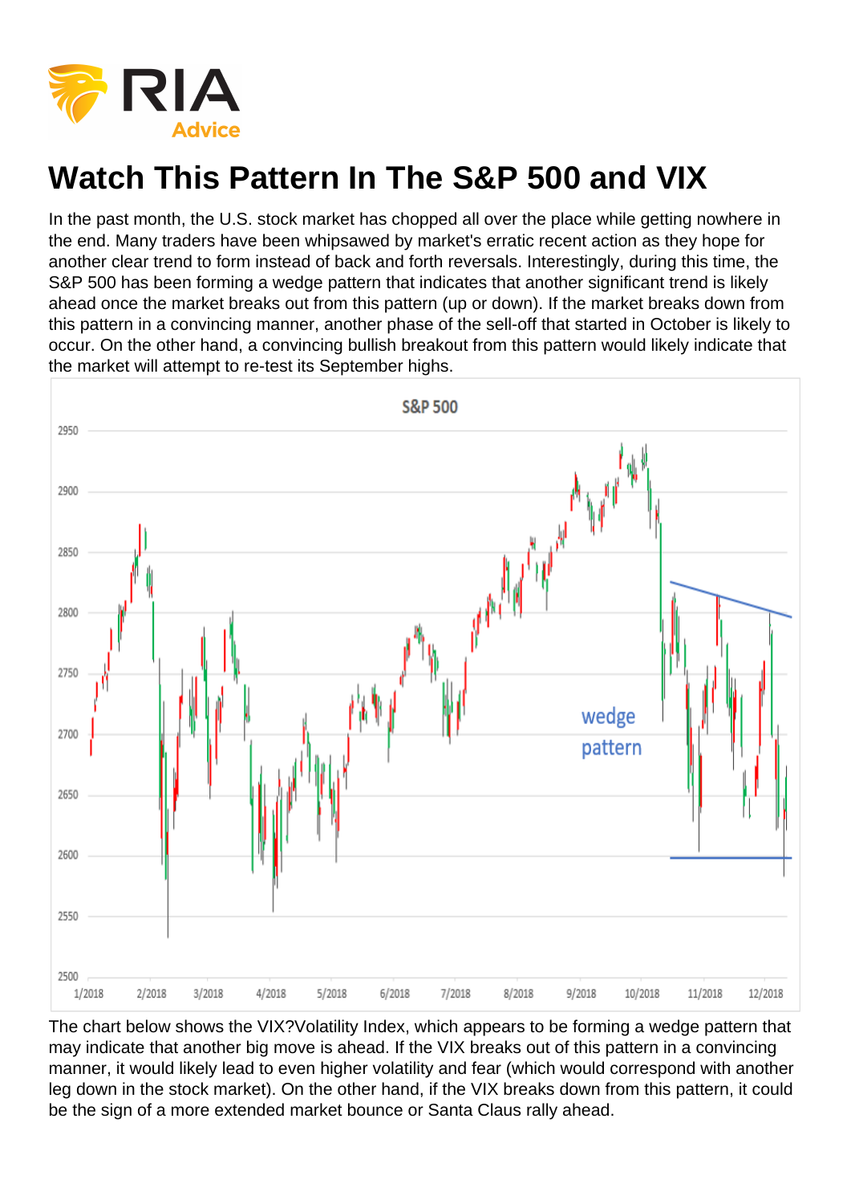# Watch This Pattern In The S&P 500 and VIX

In the past month, the U.S. stock market has chopped all over the place while getting nowhere in the end. Many traders have been whipsawed by market's erratic recent action as they hope for another clear trend to form instead of back and forth reversals. Interestingly, during this time, the S&P 500 has been forming a wedge pattern that indicates that another significant trend is likely ahead once the market breaks out from this pattern (up or down). If the market breaks down from this pattern in a convincing manner, another phase of the sell-off that started in October is likely to occur. On the other hand, a convincing bullish breakout from this pattern would likely indicate that the market will attempt to re-test its September highs.

The chart below shows the VIX?Volatility Index, which appears to be forming a wedge pattern that may indicate that another big move is ahead. If the VIX breaks out of this pattern in a convincing manner, it would likely lead to even higher volatility and fear (which would correspond with another leg down in the stock market). On the other hand, if the VIX breaks down from this pattern, it could be the sign of a more extended market bounce or Santa Claus rally ahead.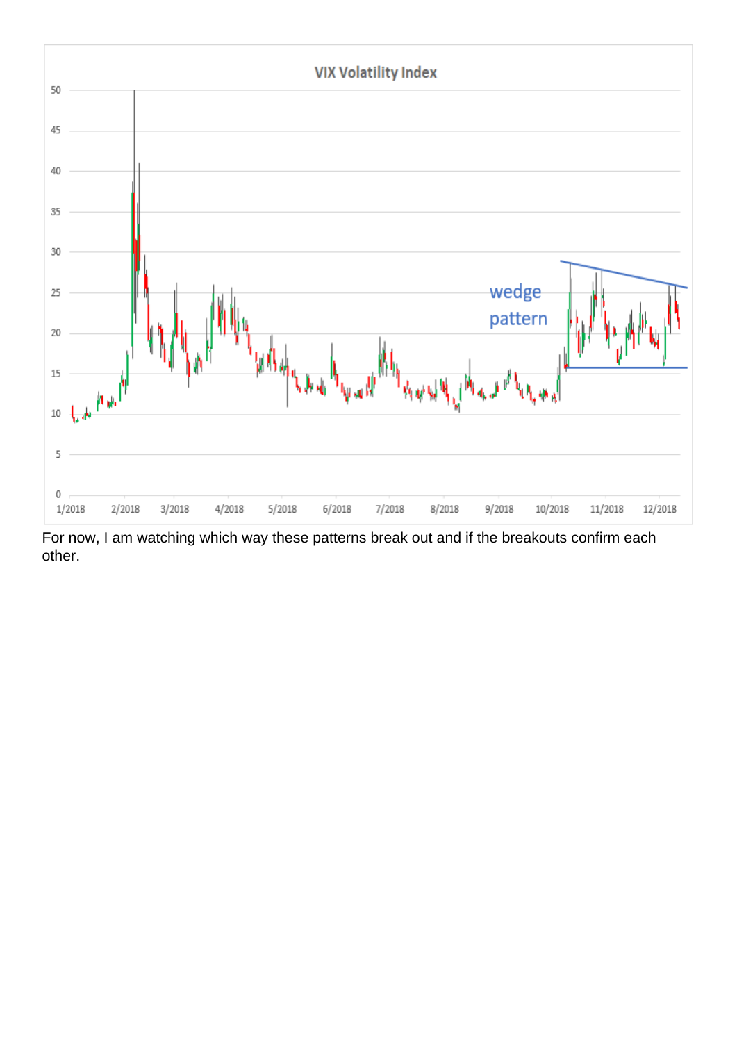VIX Volatility Index

50
45
40
35
30
25
20
15
10
5
0

1/2018 2/2018 3/2018 4/2018 5/2018 6/2018 7/2018 8/2018 9/2018 10/2018 11/2018 12/2018

wedge pattern

For now, I am watching which way these patterns break out and if the breakouts confirm each other.